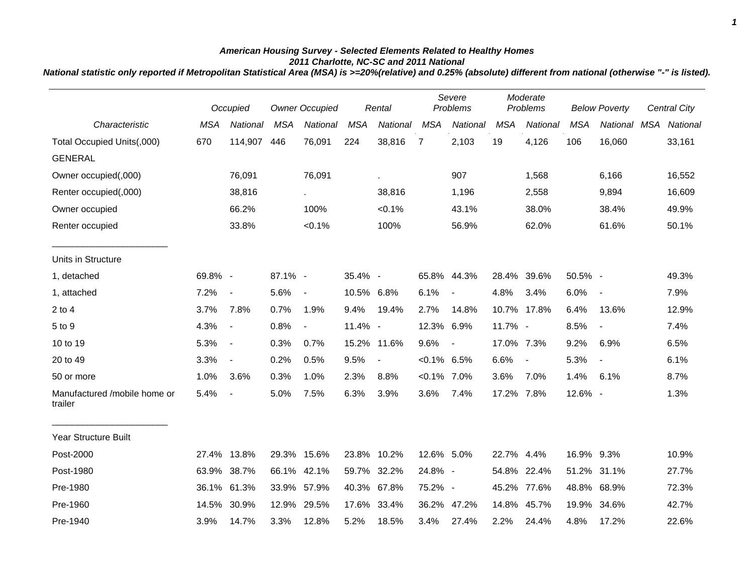***American Housing Survey - Selected Elements Related to Healthy Homes***
***2011 Charlotte, NC-SC and 2011 National***
***National statistic only reported if Metropolitan Statistical Area (MSA) is >=20%(relative) and 0.25% (absolute) different from national (otherwise "-" is listed).***

| | *Occupied* | | *Owner Occupied* | | *Rental* | | *Severe Problems* | | *Moderate Problems* | | *Below Poverty* | | *Central City* | |
|---|---|---|---|---|---|---|---|---|---|---|---|---|---|---|
| *Characteristic* | *MSA* | *National* | *MSA* | *National* | *MSA* | *National* | *MSA* | *National* | *MSA* | *National* | *MSA* | *National* | *MSA* | *National* |
| Total Occupied Units(,000) | 670 | 114,907 | 446 | 76,091 | 224 | 38,816 | 7 | 2,103 | 19 | 4,126 | 106 | 16,060 | | 33,161 |
| GENERAL | | | | | | | | | | | | | | |
| Owner occupied(,000) | | 76,091 | | 76,091 | | . | | 907 | | 1,568 | | 6,166 | | 16,552 |
| Renter occupied(,000) | | 38,816 | | . | | 38,816 | | 1,196 | | 2,558 | | 9,894 | | 16,609 |
| Owner occupied | | 66.2% | | 100% | | <0.1% | | 43.1% | | 38.0% | | 38.4% | | 49.9% |
| Renter occupied | | 33.8% | | <0.1% | | 100% | | 56.9% | | 62.0% | | 61.6% | | 50.1% |
| Units in Structure | | | | | | | | | | | | | | |
| 1, detached | 69.8% | - | 87.1% | - | 35.4% | - | 65.8% | 44.3% | 28.4% | 39.6% | 50.5% | - | | 49.3% |
| 1, attached | 7.2% | - | 5.6% | - | 10.5% | 6.8% | 6.1% | - | 4.8% | 3.4% | 6.0% | - | | 7.9% |
| 2 to 4 | 3.7% | 7.8% | 0.7% | 1.9% | 9.4% | 19.4% | 2.7% | 14.8% | 10.7% | 17.8% | 6.4% | 13.6% | | 12.9% |
| 5 to 9 | 4.3% | - | 0.8% | - | 11.4% | - | 12.3% | 6.9% | 11.7% | - | 8.5% | - | | 7.4% |
| 10 to 19 | 5.3% | - | 0.3% | 0.7% | 15.2% | 11.6% | 9.6% | - | 17.0% | 7.3% | 9.2% | 6.9% | | 6.5% |
| 20 to 49 | 3.3% | - | 0.2% | 0.5% | 9.5% | - | <0.1% | 6.5% | 6.6% | - | 5.3% | - | | 6.1% |
| 50 or more | 1.0% | 3.6% | 0.3% | 1.0% | 2.3% | 8.8% | <0.1% | 7.0% | 3.6% | 7.0% | 1.4% | 6.1% | | 8.7% |
| Manufactured /mobile home or trailer | 5.4% | - | 5.0% | 7.5% | 6.3% | 3.9% | 3.6% | 7.4% | 17.2% | 7.8% | 12.6% | - | | 1.3% |
| Year Structure Built | | | | | | | | | | | | | | |
| Post-2000 | 27.4% | 13.8% | 29.3% | 15.6% | 23.8% | 10.2% | 12.6% | 5.0% | 22.7% | 4.4% | 16.9% | 9.3% | | 10.9% |
| Post-1980 | 63.9% | 38.7% | 66.1% | 42.1% | 59.7% | 32.2% | 24.8% | - | 54.8% | 22.4% | 51.2% | 31.1% | | 27.7% |
| Pre-1980 | 36.1% | 61.3% | 33.9% | 57.9% | 40.3% | 67.8% | 75.2% | - | 45.2% | 77.6% | 48.8% | 68.9% | | 72.3% |
| Pre-1960 | 14.5% | 30.9% | 12.9% | 29.5% | 17.6% | 33.4% | 36.2% | 47.2% | 14.8% | 45.7% | 19.9% | 34.6% | | 42.7% |
| Pre-1940 | 3.9% | 14.7% | 3.3% | 12.8% | 5.2% | 18.5% | 3.4% | 27.4% | 2.2% | 24.4% | 4.8% | 17.2% | | 22.6% |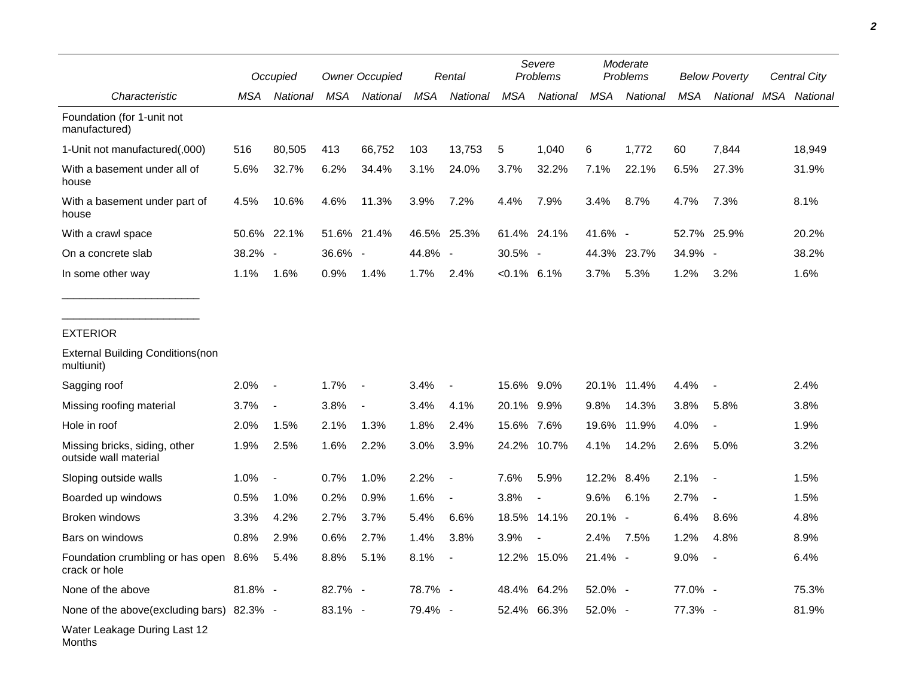| | Occupied | | Owner Occupied | | Rental | | Severe Problems | | Moderate Problems | | Below Poverty | | Central City | |
|---|---|---|---|---|---|---|---|---|---|---|---|---|---|---|
| *Characteristic* | *MSA* | *National* | *MSA* | *National* | *MSA* | *National* | *MSA* | *National* | *MSA* | *National* | *MSA* | *National* | *MSA* | *National* |
| Foundation (for 1-unit not manufactured) | | | | | | | | | | | | | | |
| 1-Unit not manufactured(,000) | 516 | 80,505 | 413 | 66,752 | 103 | 13,753 | 5 | 1,040 | 6 | 1,772 | 60 | 7,844 | | 18,949 |
| With a basement under all of house | 5.6% | 32.7% | 6.2% | 34.4% | 3.1% | 24.0% | 3.7% | 32.2% | 7.1% | 22.1% | 6.5% | 27.3% | | 31.9% |
| With a basement under part of house | 4.5% | 10.6% | 4.6% | 11.3% | 3.9% | 7.2% | 4.4% | 7.9% | 3.4% | 8.7% | 4.7% | 7.3% | | 8.1% |
| With a crawl space | 50.6% | 22.1% | 51.6% | 21.4% | 46.5% | 25.3% | 61.4% | 24.1% | 41.6% | - | 52.7% | 25.9% | | 20.2% |
| On a concrete slab | 38.2% | - | 36.6% | - | 44.8% | - | 30.5% | - | 44.3% | 23.7% | 34.9% | - | | 38.2% |
| In some other way | 1.1% | 1.6% | 0.9% | 1.4% | 1.7% | 2.4% | <0.1% | 6.1% | 3.7% | 5.3% | 1.2% | 3.2% | | 1.6% |

______________________

______________________

| | Occupied | | Owner Occupied | | Rental | | Severe Problems | | Moderate Problems | | Below Poverty | | Central City | |
|---|---|---|---|---|---|---|---|---|---|---|---|---|---|---|
| *Characteristic* | *MSA* | *National* | *MSA* | *National* | *MSA* | *National* | *MSA* | *National* | *MSA* | *National* | *MSA* | *National* | *MSA* | *National* |
| EXTERIOR | | | | | | | | | | | | | | |
| External Building Conditions(non multiunit) | | | | | | | | | | | | | | |
| Sagging roof | 2.0% | - | 1.7% | - | 3.4% | - | 15.6% | 9.0% | 20.1% | 11.4% | 4.4% | - | | 2.4% |
| Missing roofing material | 3.7% | - | 3.8% | - | 3.4% | 4.1% | 20.1% | 9.9% | 9.8% | 14.3% | 3.8% | 5.8% | | 3.8% |
| Hole in roof | 2.0% | 1.5% | 2.1% | 1.3% | 1.8% | 2.4% | 15.6% | 7.6% | 19.6% | 11.9% | 4.0% | - | | 1.9% |
| Missing bricks, siding, other outside wall material | 1.9% | 2.5% | 1.6% | 2.2% | 3.0% | 3.9% | 24.2% | 10.7% | 4.1% | 14.2% | 2.6% | 5.0% | | 3.2% |
| Sloping outside walls | 1.0% | - | 0.7% | 1.0% | 2.2% | - | 7.6% | 5.9% | 12.2% | 8.4% | 2.1% | - | | 1.5% |
| Boarded up windows | 0.5% | 1.0% | 0.2% | 0.9% | 1.6% | - | 3.8% | - | 9.6% | 6.1% | 2.7% | - | | 1.5% |
| Broken windows | 3.3% | 4.2% | 2.7% | 3.7% | 5.4% | 6.6% | 18.5% | 14.1% | 20.1% | - | 6.4% | 8.6% | | 4.8% |
| Bars on windows | 0.8% | 2.9% | 0.6% | 2.7% | 1.4% | 3.8% | 3.9% | - | 2.4% | 7.5% | 1.2% | 4.8% | | 8.9% |
| Foundation crumbling or has open crack or hole | 8.6% | 5.4% | 8.8% | 5.1% | 8.1% | - | 12.2% | 15.0% | 21.4% | - | 9.0% | - | | 6.4% |
| None of the above | 81.8% | - | 82.7% | - | 78.7% | - | 48.4% | 64.2% | 52.0% | - | 77.0% | - | | 75.3% |
| None of the above(excluding bars) | 82.3% | - | 83.1% | - | 79.4% | - | 52.4% | 66.3% | 52.0% | - | 77.3% | - | | 81.9% |
| Water Leakage During Last 12 Months | | | | | | | | | | | | | | |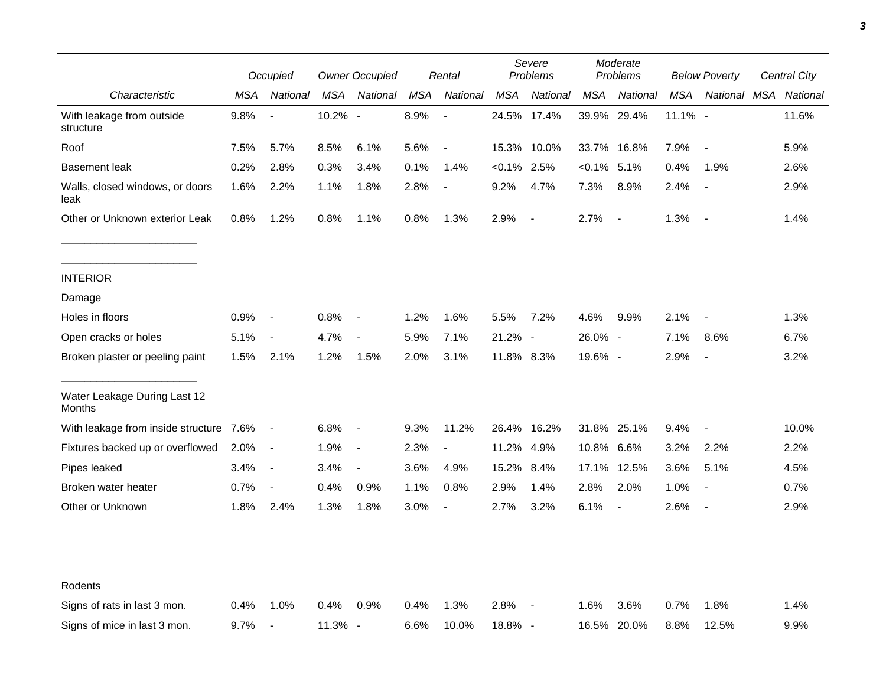| Characteristic | Occupied MSA | Occupied National | Owner Occupied MSA | Owner Occupied National | Rental MSA | Rental National | Severe Problems MSA | Severe Problems National | Moderate Problems MSA | Moderate Problems National | Below Poverty MSA | Below Poverty National | Central City MSA | Central City National |
|---|---|---|---|---|---|---|---|---|---|---|---|---|---|---|
| With leakage from outside structure | 9.8% | - | 10.2% | - | 8.9% | - | 24.5% | 17.4% | 39.9% | 29.4% | 11.1% | - | | 11.6% |
| Roof | 7.5% | 5.7% | 8.5% | 6.1% | 5.6% | - | 15.3% | 10.0% | 33.7% | 16.8% | 7.9% | - | | 5.9% |
| Basement leak | 0.2% | 2.8% | 0.3% | 3.4% | 0.1% | 1.4% | <0.1% | 2.5% | <0.1% | 5.1% | 0.4% | 1.9% | | 2.6% |
| Walls, closed windows, or doors leak | 1.6% | 2.2% | 1.1% | 1.8% | 2.8% | - | 9.2% | 4.7% | 7.3% | 8.9% | 2.4% | - | | 2.9% |
| Other or Unknown exterior Leak | 0.8% | 1.2% | 0.8% | 1.1% | 0.8% | 1.3% | 2.9% | - | 2.7% | - | 1.3% | - | | 1.4% |
| INTERIOR | | | | | | | | | | | | | | |
| Damage | | | | | | | | | | | | | | |
| Holes in floors | 0.9% | - | 0.8% | - | 1.2% | 1.6% | 5.5% | 7.2% | 4.6% | 9.9% | 2.1% | - | | 1.3% |
| Open cracks or holes | 5.1% | - | 4.7% | - | 5.9% | 7.1% | 21.2% | - | 26.0% | - | 7.1% | 8.6% | | 6.7% |
| Broken plaster or peeling paint | 1.5% | 2.1% | 1.2% | 1.5% | 2.0% | 3.1% | 11.8% | 8.3% | 19.6% | - | 2.9% | - | | 3.2% |
| Water Leakage During Last 12 Months | | | | | | | | | | | | | | |
| With leakage from inside structure | 7.6% | - | 6.8% | - | 9.3% | 11.2% | 26.4% | 16.2% | 31.8% | 25.1% | 9.4% | - | | 10.0% |
| Fixtures backed up or overflowed | 2.0% | - | 1.9% | - | 2.3% | - | 11.2% | 4.9% | 10.8% | 6.6% | 3.2% | 2.2% | | 2.2% |
| Pipes leaked | 3.4% | - | 3.4% | - | 3.6% | 4.9% | 15.2% | 8.4% | 17.1% | 12.5% | 3.6% | 5.1% | | 4.5% |
| Broken water heater | 0.7% | - | 0.4% | 0.9% | 1.1% | 0.8% | 2.9% | 1.4% | 2.8% | 2.0% | 1.0% | - | | 0.7% |
| Other or Unknown | 1.8% | 2.4% | 1.3% | 1.8% | 3.0% | - | 2.7% | 3.2% | 6.1% | - | 2.6% | - | | 2.9% |
| Rodents | | | | | | | | | | | | | | |
| Signs of rats in last 3 mon. | 0.4% | 1.0% | 0.4% | 0.9% | 0.4% | 1.3% | 2.8% | - | 1.6% | 3.6% | 0.7% | 1.8% | | 1.4% |
| Signs of mice in last 3 mon. | 9.7% | - | 11.3% | - | 6.6% | 10.0% | 18.8% | - | 16.5% | 20.0% | 8.8% | 12.5% | | 9.9% |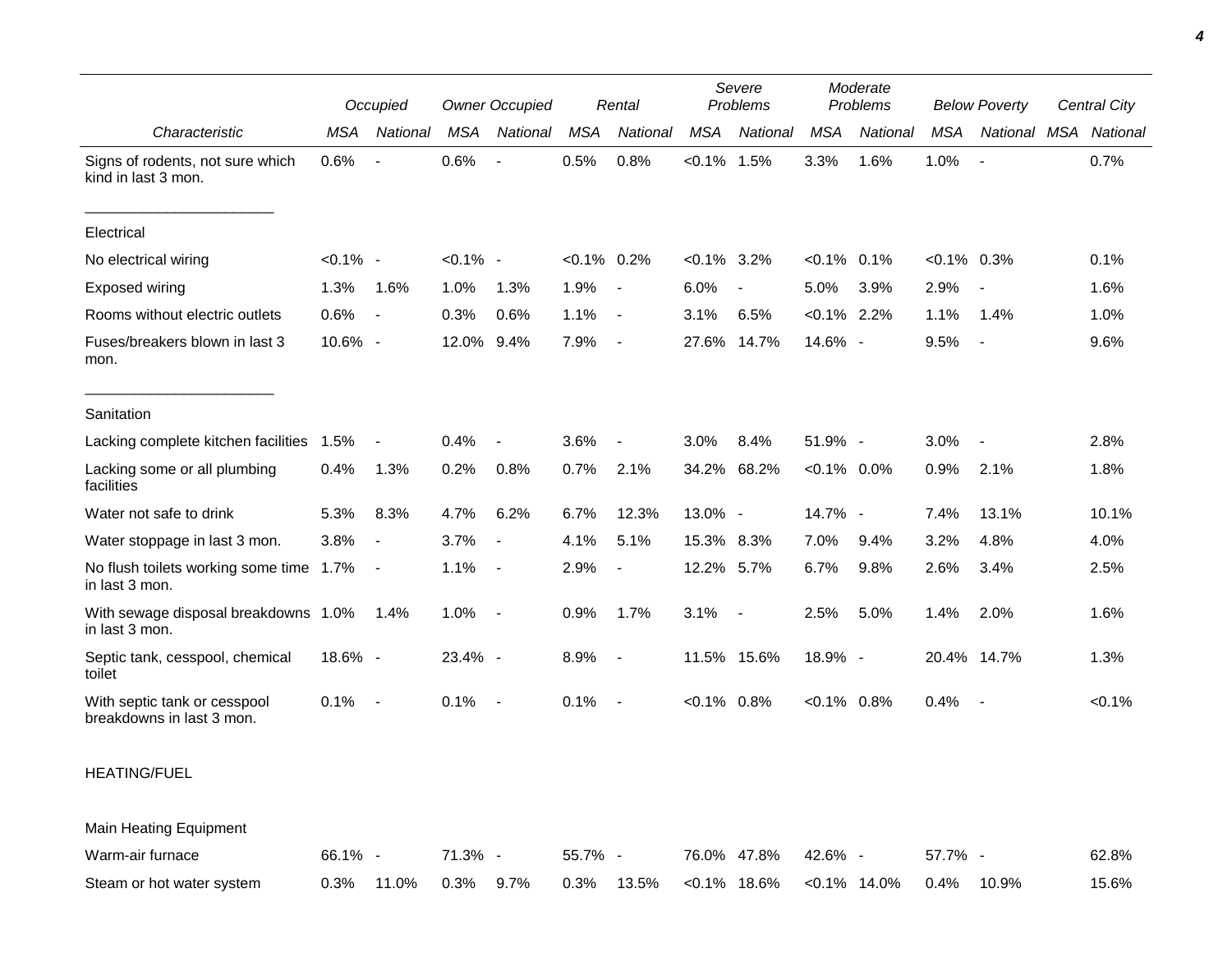| Characteristic | Occupied | | Owner Occupied | | Rental | | Severe Problems | | Moderate Problems | | Below Poverty | | Central City | |
|---|---|---|---|---|---|---|---|---|---|---|---|---|---|---|
| | MSA | National | MSA | National | MSA | National | MSA | National | MSA | National | MSA | National | MSA | National |
| Signs of rodents, not sure which kind in last 3 mon. | 0.6% | - | 0.6% | - | 0.5% | 0.8% | <0.1% | 1.5% | 3.3% | 1.6% | 1.0% | - | | 0.7% |
| Electrical | | | | | | | | | | | | | | |
| No electrical wiring | <0.1% | - | <0.1% | - | <0.1% | 0.2% | <0.1% | 3.2% | <0.1% | 0.1% | <0.1% | 0.3% | | 0.1% |
| Exposed wiring | 1.3% | 1.6% | 1.0% | 1.3% | 1.9% | - | 6.0% | - | 5.0% | 3.9% | 2.9% | - | | 1.6% |
| Rooms without electric outlets | 0.6% | - | 0.3% | 0.6% | 1.1% | - | 3.1% | 6.5% | <0.1% | 2.2% | 1.1% | 1.4% | | 1.0% |
| Fuses/breakers blown in last 3 mon. | 10.6% | - | 12.0% | 9.4% | 7.9% | - | 27.6% | 14.7% | 14.6% | - | 9.5% | - | | 9.6% |
| Sanitation | | | | | | | | | | | | | | |
| Lacking complete kitchen facilities | 1.5% | - | 0.4% | - | 3.6% | - | 3.0% | 8.4% | 51.9% | - | 3.0% | - | | 2.8% |
| Lacking some or all plumbing facilities | 0.4% | 1.3% | 0.2% | 0.8% | 0.7% | 2.1% | 34.2% | 68.2% | <0.1% | 0.0% | 0.9% | 2.1% | | 1.8% |
| Water not safe to drink | 5.3% | 8.3% | 4.7% | 6.2% | 6.7% | 12.3% | 13.0% | - | 14.7% | - | 7.4% | 13.1% | | 10.1% |
| Water stoppage in last 3 mon. | 3.8% | - | 3.7% | - | 4.1% | 5.1% | 15.3% | 8.3% | 7.0% | 9.4% | 3.2% | 4.8% | | 4.0% |
| No flush toilets working some time in last 3 mon. | 1.7% | - | 1.1% | - | 2.9% | - | 12.2% | 5.7% | 6.7% | 9.8% | 2.6% | 3.4% | | 2.5% |
| With sewage disposal breakdowns in last 3 mon. | 1.0% | 1.4% | 1.0% | - | 0.9% | 1.7% | 3.1% | - | 2.5% | 5.0% | 1.4% | 2.0% | | 1.6% |
| Septic tank, cesspool, chemical toilet | 18.6% | - | 23.4% | - | 8.9% | - | 11.5% | 15.6% | 18.9% | - | 20.4% | 14.7% | | 1.3% |
| With septic tank or cesspool breakdowns in last 3 mon. | 0.1% | - | 0.1% | - | 0.1% | - | <0.1% | 0.8% | <0.1% | 0.8% | 0.4% | - | | <0.1% |
| HEATING/FUEL | | | | | | | | | | | | | | |
| Main Heating Equipment | | | | | | | | | | | | | | |
| Warm-air furnace | 66.1% | - | 71.3% | - | 55.7% | - | 76.0% | 47.8% | 42.6% | - | 57.7% | - | | 62.8% |
| Steam or hot water system | 0.3% | 11.0% | 0.3% | 9.7% | 0.3% | 13.5% | <0.1% | 18.6% | <0.1% | 14.0% | 0.4% | 10.9% | | 15.6% |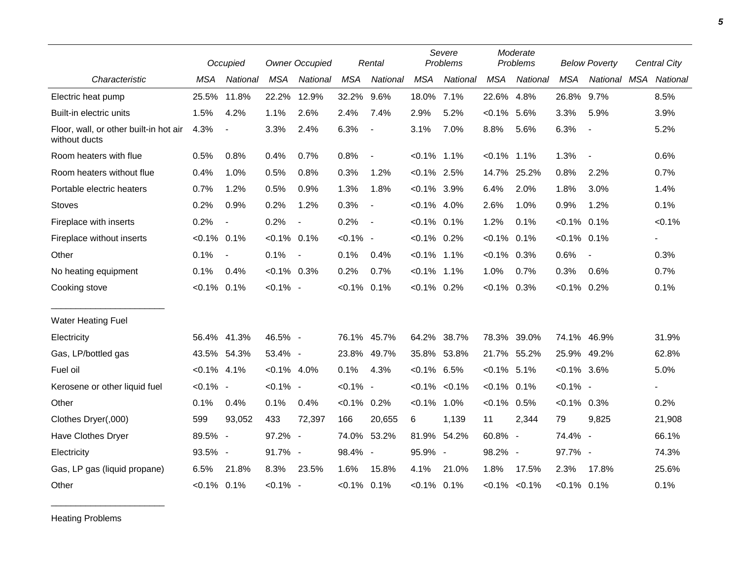| Characteristic | Occupied | | Owner Occupied | | Rental | | Severe Problems | | Moderate Problems | | Below Poverty | | Central City | |
|---|---|---|---|---|---|---|---|---|---|---|---|---|---|---|
| | MSA | National | MSA | National | MSA | National | MSA | National | MSA | National | MSA | National | MSA | National |
| Electric heat pump | 25.5% | 11.8% | 22.2% | 12.9% | 32.2% | 9.6% | 18.0% | 7.1% | 22.6% | 4.8% | 26.8% | 9.7% | | 8.5% |
| Built-in electric units | 1.5% | 4.2% | 1.1% | 2.6% | 2.4% | 7.4% | 2.9% | 5.2% | <0.1% | 5.6% | 3.3% | 5.9% | | 3.9% |
| Floor, wall, or other built-in hot air without ducts | 4.3% | - | 3.3% | 2.4% | 6.3% | - | 3.1% | 7.0% | 8.8% | 5.6% | 6.3% | - | | 5.2% |
| Room heaters with flue | 0.5% | 0.8% | 0.4% | 0.7% | 0.8% | - | <0.1% | 1.1% | <0.1% | 1.1% | 1.3% | - | | 0.6% |
| Room heaters without flue | 0.4% | 1.0% | 0.5% | 0.8% | 0.3% | 1.2% | <0.1% | 2.5% | 14.7% | 25.2% | 0.8% | 2.2% | | 0.7% |
| Portable electric heaters | 0.7% | 1.2% | 0.5% | 0.9% | 1.3% | 1.8% | <0.1% | 3.9% | 6.4% | 2.0% | 1.8% | 3.0% | | 1.4% |
| Stoves | 0.2% | 0.9% | 0.2% | 1.2% | 0.3% | - | <0.1% | 4.0% | 2.6% | 1.0% | 0.9% | 1.2% | | 0.1% |
| Fireplace with inserts | 0.2% | - | 0.2% | - | 0.2% | - | <0.1% | 0.1% | 1.2% | 0.1% | <0.1% | 0.1% | | <0.1% |
| Fireplace without inserts | <0.1% | 0.1% | <0.1% | 0.1% | <0.1% | - | <0.1% | 0.2% | <0.1% | 0.1% | <0.1% | 0.1% | | - |
| Other | 0.1% | - | 0.1% | - | 0.1% | 0.4% | <0.1% | 1.1% | <0.1% | 0.3% | 0.6% | - | | 0.3% |
| No heating equipment | 0.1% | 0.4% | <0.1% | 0.3% | 0.2% | 0.7% | <0.1% | 1.1% | 1.0% | 0.7% | 0.3% | 0.6% | | 0.7% |
| Cooking stove | <0.1% | 0.1% | <0.1% | - | <0.1% | 0.1% | <0.1% | 0.2% | <0.1% | 0.3% | <0.1% | 0.2% | | 0.1% |
| Water Heating Fuel | | | | | | | | | | | | | | |
| Electricity | 56.4% | 41.3% | 46.5% | - | 76.1% | 45.7% | 64.2% | 38.7% | 78.3% | 39.0% | 74.1% | 46.9% | | 31.9% |
| Gas, LP/bottled gas | 43.5% | 54.3% | 53.4% | - | 23.8% | 49.7% | 35.8% | 53.8% | 21.7% | 55.2% | 25.9% | 49.2% | | 62.8% |
| Fuel oil | <0.1% | 4.1% | <0.1% | 4.0% | 0.1% | 4.3% | <0.1% | 6.5% | <0.1% | 5.1% | <0.1% | 3.6% | | 5.0% |
| Kerosene or other liquid fuel | <0.1% | - | <0.1% | - | <0.1% | - | <0.1% | <0.1% | <0.1% | 0.1% | <0.1% | - | | - |
| Other | 0.1% | 0.4% | 0.1% | 0.4% | <0.1% | 0.2% | <0.1% | 1.0% | <0.1% | 0.5% | <0.1% | 0.3% | | 0.2% |
| Clothes Dryer(,000) | 599 | 93,052 | 433 | 72,397 | 166 | 20,655 | 6 | 1,139 | 11 | 2,344 | 79 | 9,825 | | 21,908 |
| Have Clothes Dryer | 89.5% | - | 97.2% | - | 74.0% | 53.2% | 81.9% | 54.2% | 60.8% | - | 74.4% | - | | 66.1% |
| Electricity | 93.5% | - | 91.7% | - | 98.4% | - | 95.9% | - | 98.2% | - | 97.7% | - | | 74.3% |
| Gas, LP gas (liquid propane) | 6.5% | 21.8% | 8.3% | 23.5% | 1.6% | 15.8% | 4.1% | 21.0% | 1.8% | 17.5% | 2.3% | 17.8% | | 25.6% |
| Other | <0.1% | 0.1% | <0.1% | - | <0.1% | 0.1% | <0.1% | 0.1% | <0.1% | <0.1% | <0.1% | 0.1% | | 0.1% |

Heating Problems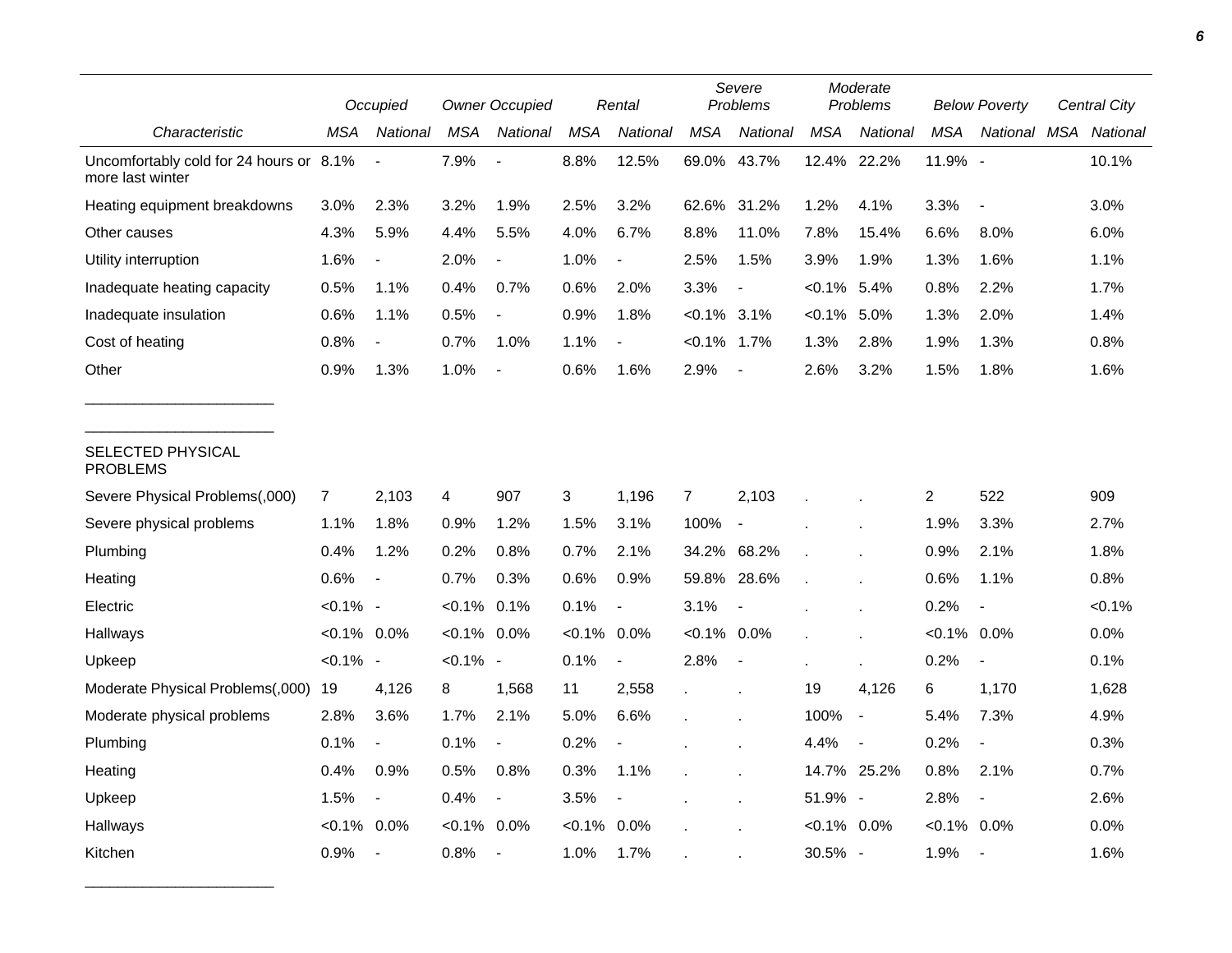| | Occupied | | Owner Occupied | | Rental | | Severe Problems | | Moderate Problems | | Below Poverty | | Central City | |
|---|---|---|---|---|---|---|---|---|---|---|---|---|---|---|
| *Characteristic* | *MSA* | *National* | *MSA* | *National* | *MSA* | *National* | *MSA* | *National* | *MSA* | *National* | *MSA* | *National* | *MSA* | *National* |
| Uncomfortably cold for 24 hours or more last winter | 8.1% | - | 7.9% | - | 8.8% | 12.5% | 69.0% | 43.7% | 12.4% | 22.2% | 11.9% | - | | 10.1% |
| Heating equipment breakdowns | 3.0% | 2.3% | 3.2% | 1.9% | 2.5% | 3.2% | 62.6% | 31.2% | 1.2% | 4.1% | 3.3% | - | | 3.0% |
| Other causes | 4.3% | 5.9% | 4.4% | 5.5% | 4.0% | 6.7% | 8.8% | 11.0% | 7.8% | 15.4% | 6.6% | 8.0% | | 6.0% |
| Utility interruption | 1.6% | - | 2.0% | - | 1.0% | - | 2.5% | 1.5% | 3.9% | 1.9% | 1.3% | 1.6% | | 1.1% |
| Inadequate heating capacity | 0.5% | 1.1% | 0.4% | 0.7% | 0.6% | 2.0% | 3.3% | - | <0.1% | 5.4% | 0.8% | 2.2% | | 1.7% |
| Inadequate insulation | 0.6% | 1.1% | 0.5% | - | 0.9% | 1.8% | <0.1% | 3.1% | <0.1% | 5.0% | 1.3% | 2.0% | | 1.4% |
| Cost of heating | 0.8% | - | 0.7% | 1.0% | 1.1% | - | <0.1% | 1.7% | 1.3% | 2.8% | 1.9% | 1.3% | | 0.8% |
| Other | 0.9% | 1.3% | 1.0% | - | 0.6% | 1.6% | 2.9% | - | 2.6% | 3.2% | 1.5% | 1.8% | | 1.6% |
| SELECTED PHYSICAL PROBLEMS | | | | | | | | | | | | | | |
| Severe Physical Problems(,000) | 7 | 2,103 | 4 | 907 | 3 | 1,196 | 7 | 2,103 | . | . | 2 | 522 | | 909 |
| Severe physical problems | 1.1% | 1.8% | 0.9% | 1.2% | 1.5% | 3.1% | 100% | - | . | . | 1.9% | 3.3% | | 2.7% |
| Plumbing | 0.4% | 1.2% | 0.2% | 0.8% | 0.7% | 2.1% | 34.2% | 68.2% | . | . | 0.9% | 2.1% | | 1.8% |
| Heating | 0.6% | - | 0.7% | 0.3% | 0.6% | 0.9% | 59.8% | 28.6% | . | . | 0.6% | 1.1% | | 0.8% |
| Electric | <0.1% | - | <0.1% | 0.1% | 0.1% | - | 3.1% | - | . | . | 0.2% | - | | <0.1% |
| Hallways | <0.1% | 0.0% | <0.1% | 0.0% | <0.1% | 0.0% | <0.1% | 0.0% | . | . | <0.1% | 0.0% | | 0.0% |
| Upkeep | <0.1% | - | <0.1% | - | 0.1% | - | 2.8% | - | . | . | 0.2% | - | | 0.1% |
| Moderate Physical Problems(,000) | 19 | 4,126 | 8 | 1,568 | 11 | 2,558 | . | . | 19 | 4,126 | 6 | 1,170 | | 1,628 |
| Moderate physical problems | 2.8% | 3.6% | 1.7% | 2.1% | 5.0% | 6.6% | . | . | 100% | - | 5.4% | 7.3% | | 4.9% |
| Plumbing | 0.1% | - | 0.1% | - | 0.2% | - | . | . | 4.4% | - | 0.2% | - | | 0.3% |
| Heating | 0.4% | 0.9% | 0.5% | 0.8% | 0.3% | 1.1% | . | . | 14.7% | 25.2% | 0.8% | 2.1% | | 0.7% |
| Upkeep | 1.5% | - | 0.4% | - | 3.5% | - | . | . | 51.9% | - | 2.8% | - | | 2.6% |
| Hallways | <0.1% | 0.0% | <0.1% | 0.0% | <0.1% | 0.0% | . | . | <0.1% | 0.0% | <0.1% | 0.0% | | 0.0% |
| Kitchen | 0.9% | - | 0.8% | - | 1.0% | 1.7% | . | . | 30.5% | - | 1.9% | - | | 1.6% |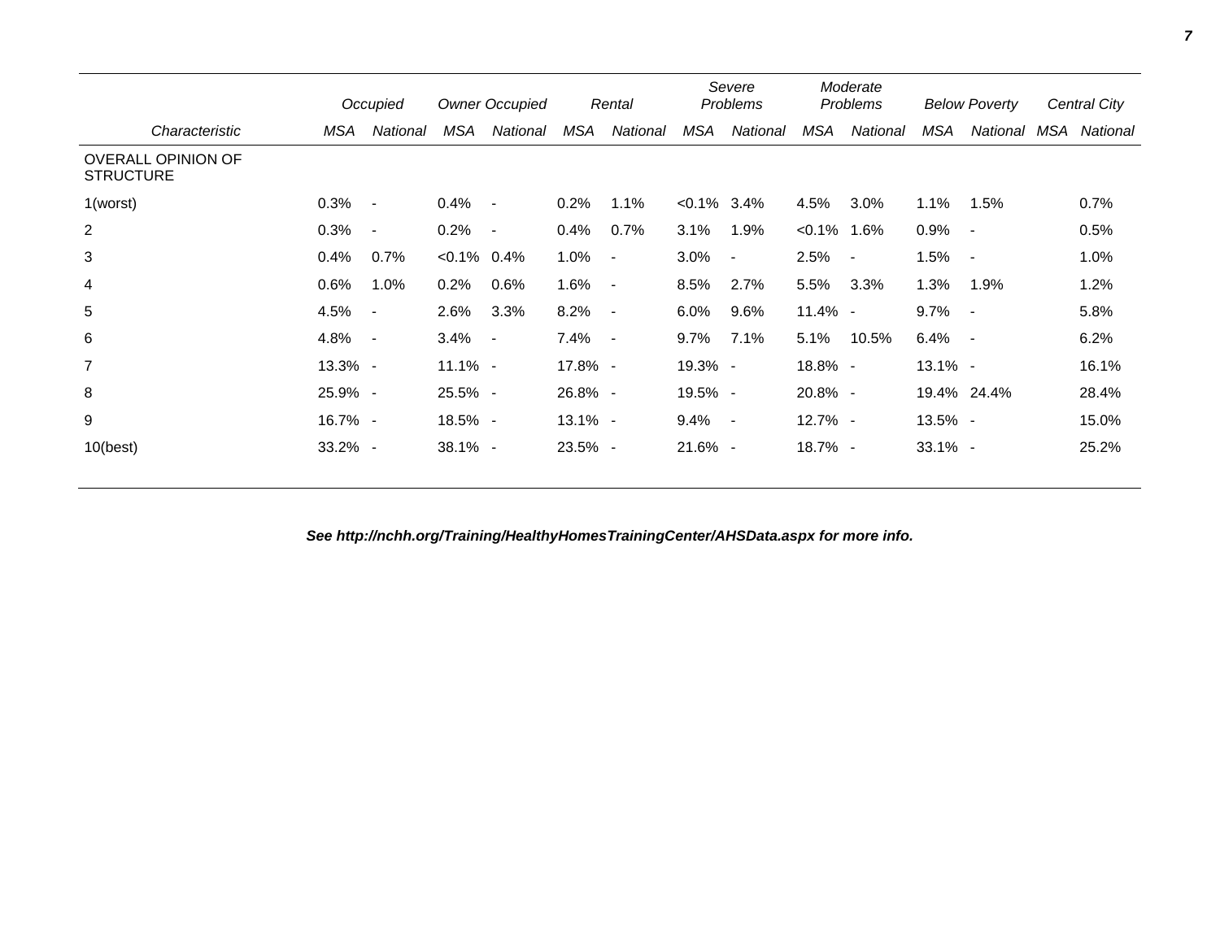| Characteristic | Occupied | | Owner Occupied | | Rental | | Severe Problems | | Moderate Problems | | Below Poverty | | Central City | |
|---|---|---|---|---|---|---|---|---|---|---|---|---|---|---|
| | MSA | National | MSA | National | MSA | National | MSA | National | MSA | National | MSA | National | MSA | National |
| OVERALL OPINION OF STRUCTURE | | | | | | | | | | | | | | |
| 1(worst) | 0.3% | - | 0.4% | - | 0.2% | 1.1% | <0.1% | 3.4% | 4.5% | 3.0% | 1.1% | 1.5% | | 0.7% |
| 2 | 0.3% | - | 0.2% | - | 0.4% | 0.7% | 3.1% | 1.9% | <0.1% | 1.6% | 0.9% | - | | 0.5% |
| 3 | 0.4% | 0.7% | <0.1% | 0.4% | 1.0% | - | 3.0% | - | 2.5% | - | 1.5% | - | | 1.0% |
| 4 | 0.6% | 1.0% | 0.2% | 0.6% | 1.6% | - | 8.5% | 2.7% | 5.5% | 3.3% | 1.3% | 1.9% | | 1.2% |
| 5 | 4.5% | - | 2.6% | 3.3% | 8.2% | - | 6.0% | 9.6% | 11.4% | - | 9.7% | - | | 5.8% |
| 6 | 4.8% | - | 3.4% | - | 7.4% | - | 9.7% | 7.1% | 5.1% | 10.5% | 6.4% | - | | 6.2% |
| 7 | 13.3% | - | 11.1% | - | 17.8% | - | 19.3% | - | 18.8% | - | 13.1% | - | | 16.1% |
| 8 | 25.9% | - | 25.5% | - | 26.8% | - | 19.5% | - | 20.8% | - | 19.4% | 24.4% | | 28.4% |
| 9 | 16.7% | - | 18.5% | - | 13.1% | - | 9.4% | - | 12.7% | - | 13.5% | - | | 15.0% |
| 10(best) | 33.2% | - | 38.1% | - | 23.5% | - | 21.6% | - | 18.7% | - | 33.1% | - | | 25.2% |

***See http://nchh.org/Training/HealthyHomesTrainingCenter/AHSData.aspx for more info.***